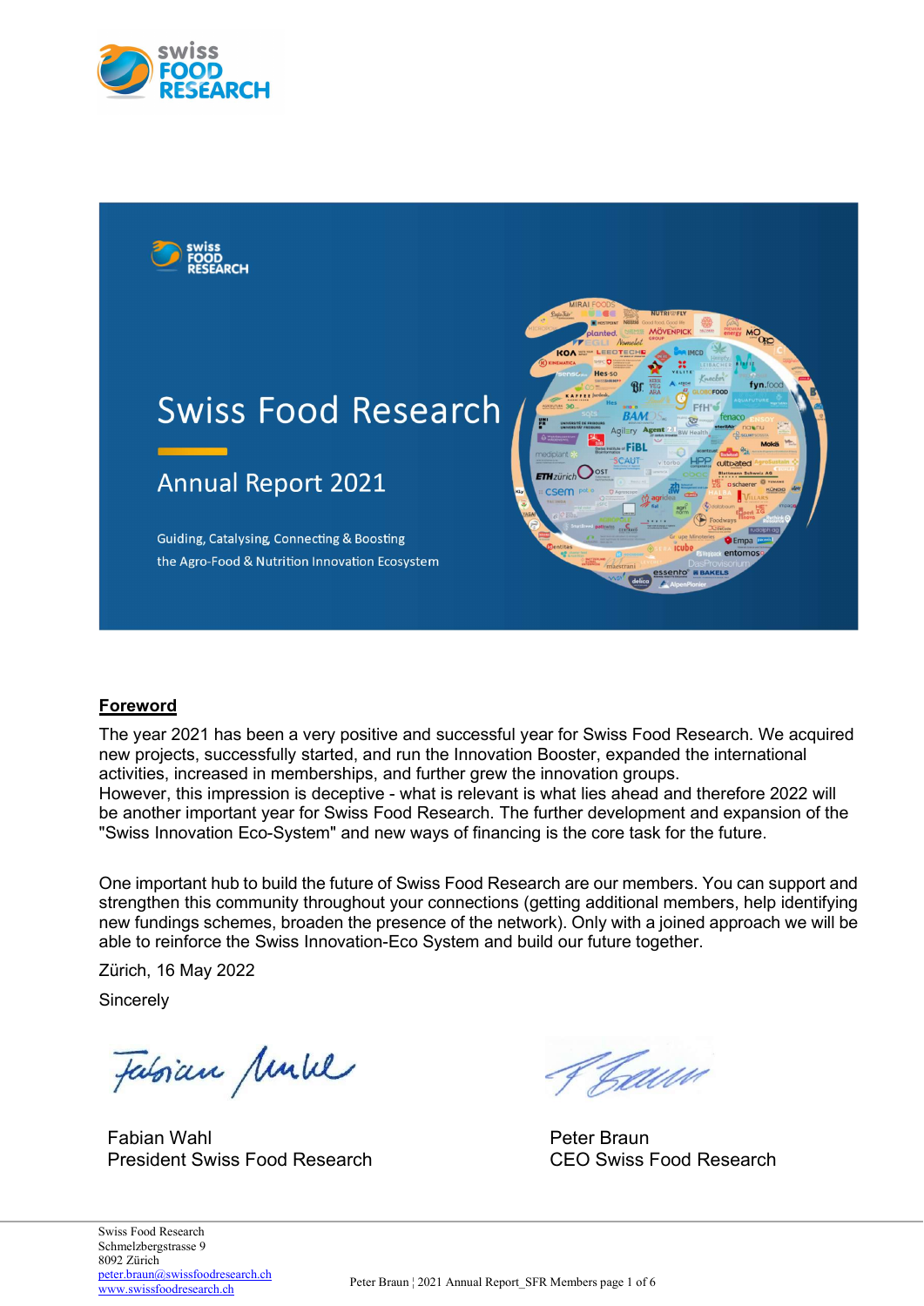# Swiss Food Research

## Annual Report 2021

Guiding, Catalysing, Connecting & Boosting
the Agro-Food & Nutrition Innovation Ecosystem

## Foreword

The year 2021 has been a very positive and successful year for Swiss Food Research. We acquired new projects, successfully started, and run the Innovation Booster, expanded the international activities, increased in memberships, and further grew the innovation groups.
However, this impression is deceptive - what is relevant is what lies ahead and therefore 2022 will be another important year for Swiss Food Research. The further development and expansion of the "Swiss Innovation Eco-System" and new ways of financing is the core task for the future.

One important hub to build the future of Swiss Food Research are our members. You can support and strengthen this community throughout your connections (getting additional members, help identifying new fundings schemes, broaden the presence of the network). Only with a joined approach we will be able to reinforce the Swiss Innovation-Eco System and build our future together.

Zürich, 16 May 2022

Sincerely

Fabian Wahl
President Swiss Food Research

Peter Braun
CEO Swiss Food Research

Swiss Food Research
Schmelzbergstrasse 9
8092 Zürich
peter.braun@swissfoodresearch.ch
www.swissfoodresearch.ch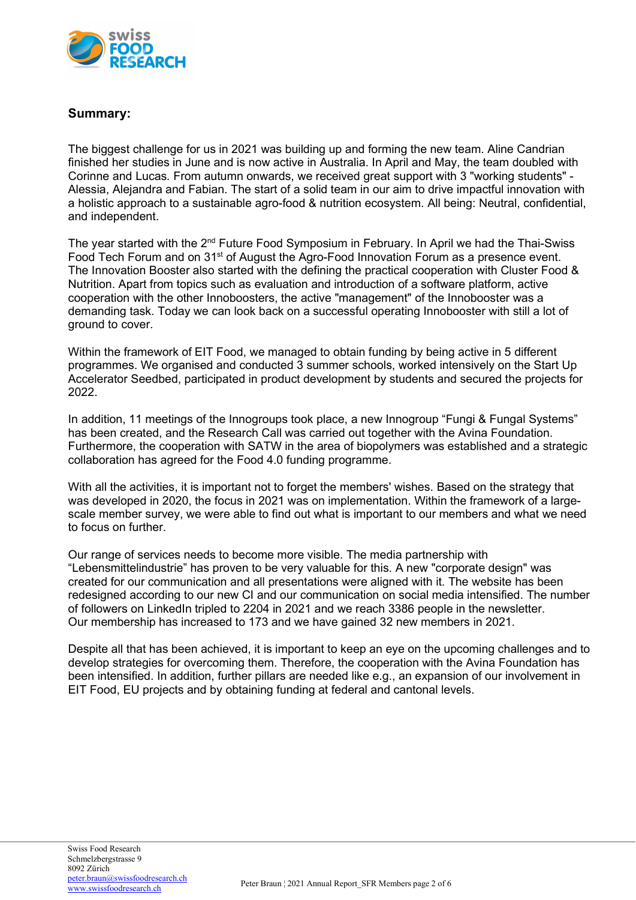## Summary:

The biggest challenge for us in 2021 was building up and forming the new team. Aline Candrian finished her studies in June and is now active in Australia. In April and May, the team doubled with Corinne and Lucas. From autumn onwards, we received great support with 3 "working students" - Alessia, Alejandra and Fabian. The start of a solid team in our aim to drive impactful innovation with a holistic approach to a sustainable agro-food & nutrition ecosystem. All being: Neutral, confidential, and independent.

The year started with the 2nd Future Food Symposium in February. In April we had the Thai-Swiss Food Tech Forum and on 31st of August the Agro-Food Innovation Forum as a presence event. The Innovation Booster also started with the defining the practical cooperation with Cluster Food & Nutrition. Apart from topics such as evaluation and introduction of a software platform, active cooperation with the other Innoboosters, the active "management" of the Innobooster was a demanding task. Today we can look back on a successful operating Innobooster with still a lot of ground to cover.

Within the framework of EIT Food, we managed to obtain funding by being active in 5 different programmes. We organised and conducted 3 summer schools, worked intensively on the Start Up Accelerator Seedbed, participated in product development by students and secured the projects for 2022.

In addition, 11 meetings of the Innogroups took place, a new Innogroup "Fungi & Fungal Systems" has been created, and the Research Call was carried out together with the Avina Foundation. Furthermore, the cooperation with SATW in the area of biopolymers was established and a strategic collaboration has agreed for the Food 4.0 funding programme.

With all the activities, it is important not to forget the members' wishes. Based on the strategy that was developed in 2020, the focus in 2021 was on implementation. Within the framework of a large-scale member survey, we were able to find out what is important to our members and what we need to focus on further.

Our range of services needs to become more visible. The media partnership with "Lebensmittelindustrie" has proven to be very valuable for this. A new "corporate design" was created for our communication and all presentations were aligned with it. The website has been redesigned according to our new CI and our communication on social media intensified. The number of followers on LinkedIn tripled to 2204 in 2021 and we reach 3386 people in the newsletter. Our membership has increased to 173 and we have gained 32 new members in 2021.

Despite all that has been achieved, it is important to keep an eye on the upcoming challenges and to develop strategies for overcoming them. Therefore, the cooperation with the Avina Foundation has been intensified. In addition, further pillars are needed like e.g., an expansion of our involvement in EIT Food, EU projects and by obtaining funding at federal and cantonal levels.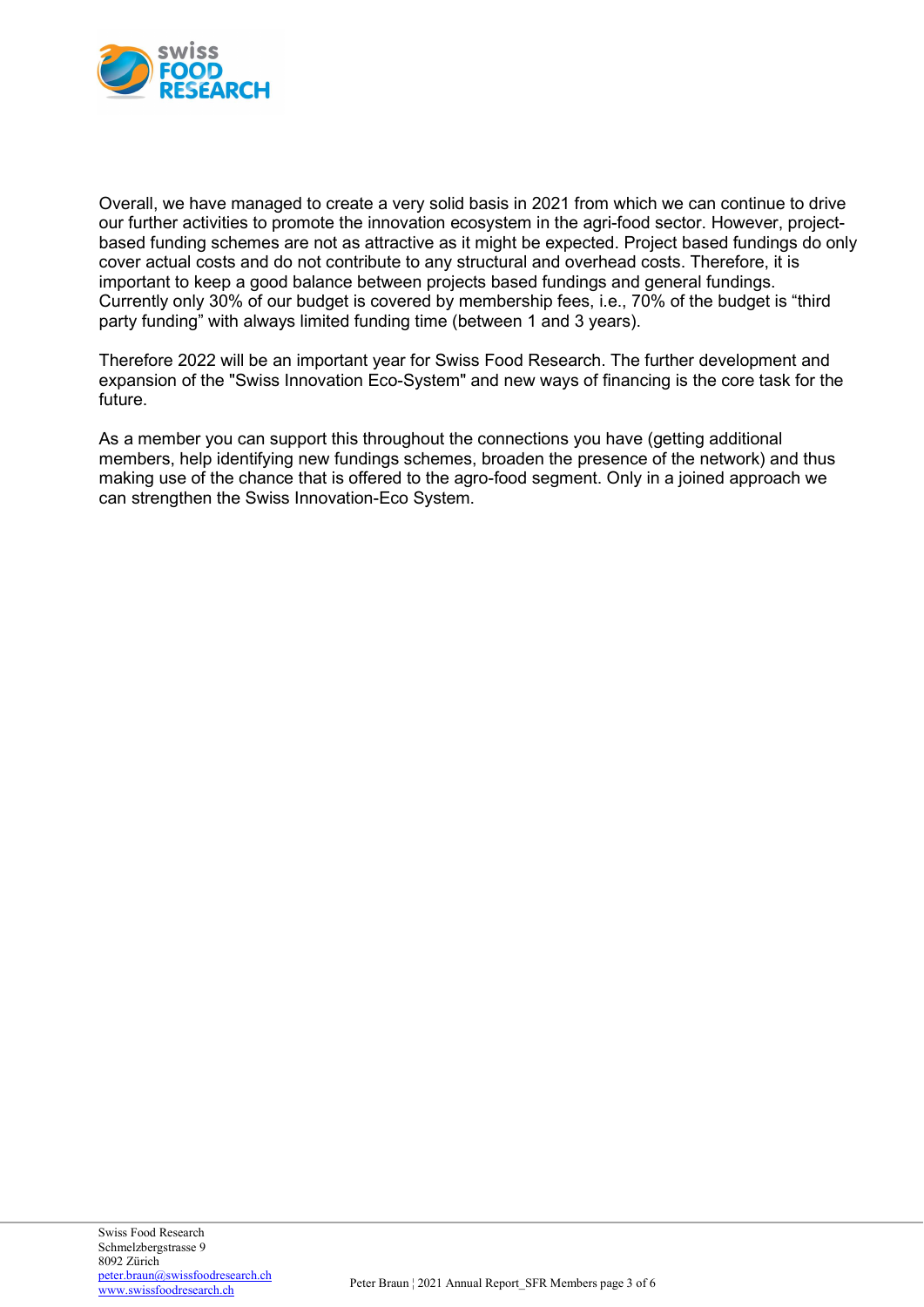Overall, we have managed to create a very solid basis in 2021 from which we can continue to drive our further activities to promote the innovation ecosystem in the agri-food sector. However, project-based funding schemes are not as attractive as it might be expected. Project based fundings do only cover actual costs and do not contribute to any structural and overhead costs. Therefore, it is important to keep a good balance between projects based fundings and general fundings. Currently only 30% of our budget is covered by membership fees, i.e., 70% of the budget is “third party funding” with always limited funding time (between 1 and 3 years).

Therefore 2022 will be an important year for Swiss Food Research. The further development and expansion of the "Swiss Innovation Eco-System" and new ways of financing is the core task for the future.

As a member you can support this throughout the connections you have (getting additional members, help identifying new fundings schemes, broaden the presence of the network) and thus making use of the chance that is offered to the agro-food segment. Only in a joined approach we can strengthen the Swiss Innovation-Eco System.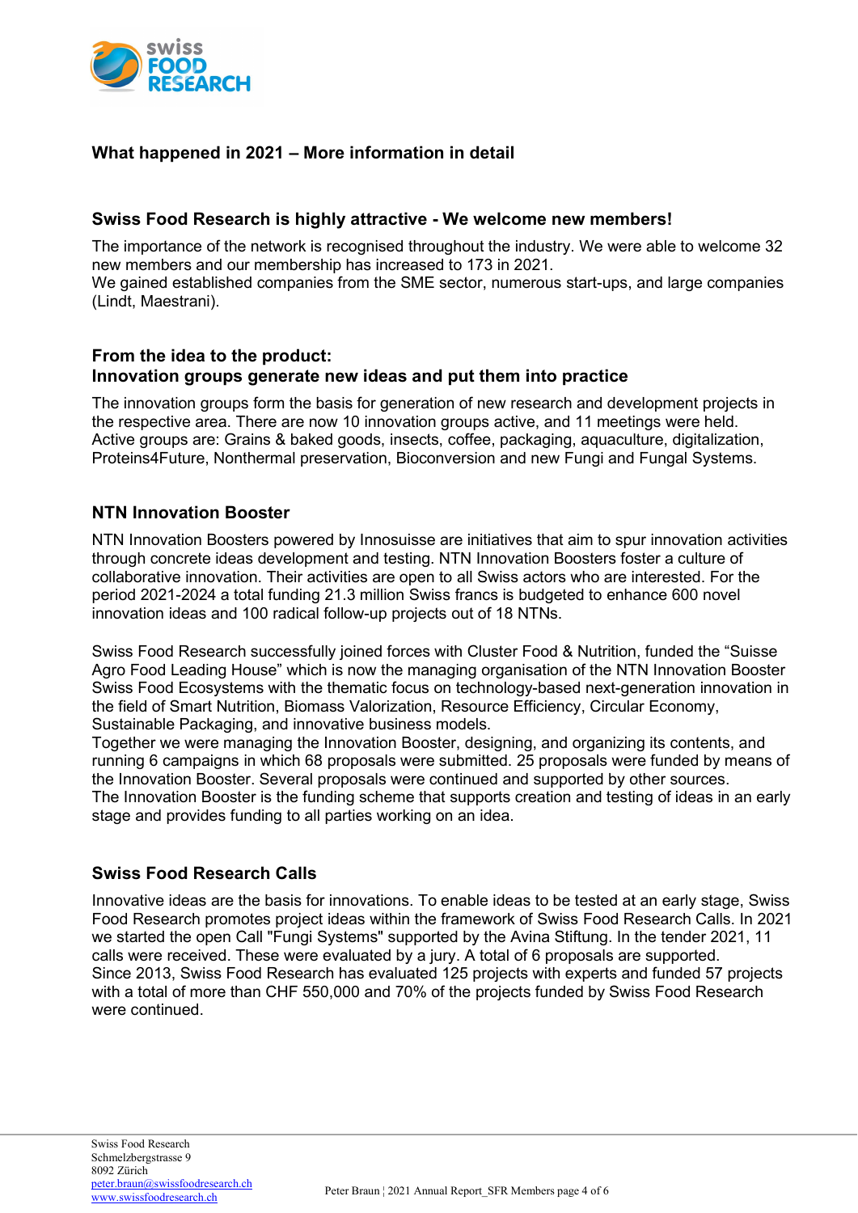## What happened in 2021 – More information in detail

### Swiss Food Research is highly attractive - We welcome new members!

The importance of the network is recognised throughout the industry. We were able to welcome 32 new members and our membership has increased to 173 in 2021.
We gained established companies from the SME sector, numerous start-ups, and large companies (Lindt, Maestrani).

### From the idea to the product:
### Innovation groups generate new ideas and put them into practice

The innovation groups form the basis for generation of new research and development projects in the respective area. There are now 10 innovation groups active, and 11 meetings were held. Active groups are: Grains & baked goods, insects, coffee, packaging, aquaculture, digitalization, Proteins4Future, Nonthermal preservation, Bioconversion and new Fungi and Fungal Systems.

### NTN Innovation Booster

NTN Innovation Boosters powered by Innosuisse are initiatives that aim to spur innovation activities through concrete ideas development and testing. NTN Innovation Boosters foster a culture of collaborative innovation. Their activities are open to all Swiss actors who are interested. For the period 2021-2024 a total funding 21.3 million Swiss francs is budgeted to enhance 600 novel innovation ideas and 100 radical follow-up projects out of 18 NTNs.

Swiss Food Research successfully joined forces with Cluster Food & Nutrition, funded the "Suisse Agro Food Leading House" which is now the managing organisation of the NTN Innovation Booster Swiss Food Ecosystems with the thematic focus on technology-based next-generation innovation in the field of Smart Nutrition, Biomass Valorization, Resource Efficiency, Circular Economy, Sustainable Packaging, and innovative business models.
Together we were managing the Innovation Booster, designing, and organizing its contents, and running 6 campaigns in which 68 proposals were submitted. 25 proposals were funded by means of the Innovation Booster. Several proposals were continued and supported by other sources.
The Innovation Booster is the funding scheme that supports creation and testing of ideas in an early stage and provides funding to all parties working on an idea.

### Swiss Food Research Calls

Innovative ideas are the basis for innovations. To enable ideas to be tested at an early stage, Swiss Food Research promotes project ideas within the framework of Swiss Food Research Calls. In 2021 we started the open Call "Fungi Systems" supported by the Avina Stiftung. In the tender 2021, 11 calls were received. These were evaluated by a jury. A total of 6 proposals are supported.
Since 2013, Swiss Food Research has evaluated 125 projects with experts and funded 57 projects with a total of more than CHF 550,000 and 70% of the projects funded by Swiss Food Research were continued.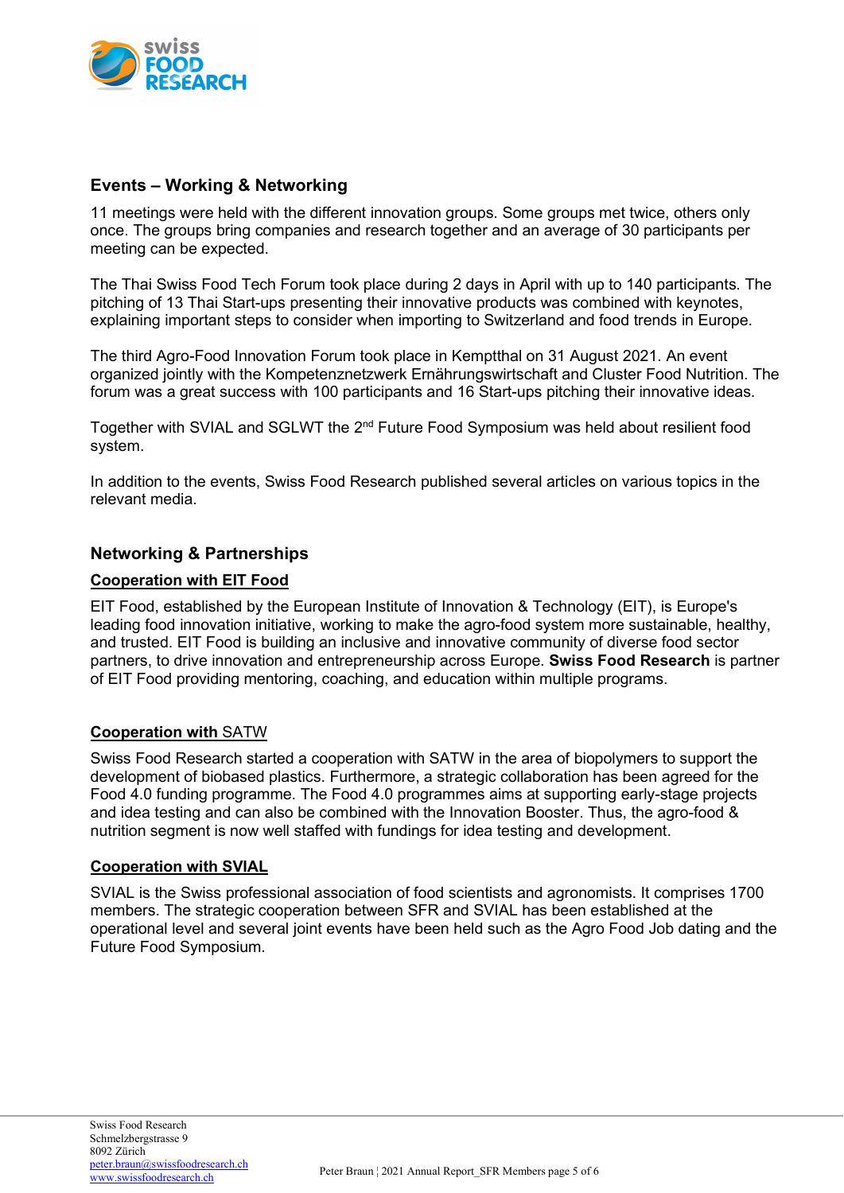## Events – Working & Networking

11 meetings were held with the different innovation groups. Some groups met twice, others only once. The groups bring companies and research together and an average of 30 participants per meeting can be expected.

The Thai Swiss Food Tech Forum took place during 2 days in April with up to 140 participants. The pitching of 13 Thai Start-ups presenting their innovative products was combined with keynotes, explaining important steps to consider when importing to Switzerland and food trends in Europe.

The third Agro-Food Innovation Forum took place in Kemptthal on 31 August 2021. An event organized jointly with the Kompetenznetzwerk Ernährungswirtschaft and Cluster Food Nutrition. The forum was a great success with 100 participants and 16 Start-ups pitching their innovative ideas.

Together with SVIAL and SGLWT the 2nd Future Food Symposium was held about resilient food system.

In addition to the events, Swiss Food Research published several articles on various topics in the relevant media.

## Networking & Partnerships

### Cooperation with EIT Food

EIT Food, established by the European Institute of Innovation & Technology (EIT), is Europe's leading food innovation initiative, working to make the agro-food system more sustainable, healthy, and trusted. EIT Food is building an inclusive and innovative community of diverse food sector partners, to drive innovation and entrepreneurship across Europe. **Swiss Food Research** is partner of EIT Food providing mentoring, coaching, and education within multiple programs.

### Cooperation with SATW

Swiss Food Research started a cooperation with SATW in the area of biopolymers to support the development of biobased plastics. Furthermore, a strategic collaboration has been agreed for the Food 4.0 funding programme. The Food 4.0 programmes aims at supporting early-stage projects and idea testing and can also be combined with the Innovation Booster. Thus, the agro-food & nutrition segment is now well staffed with fundings for idea testing and development.

### Cooperation with SVIAL

SVIAL is the Swiss professional association of food scientists and agronomists. It comprises 1700 members. The strategic cooperation between SFR and SVIAL has been established at the operational level and several joint events have been held such as the Agro Food Job dating and the Future Food Symposium.

Swiss Food Research
Schmelzbergstrasse 9
8092 Zürich
peter.braun@swissfoodresearch.ch
www.swissfoodresearch.ch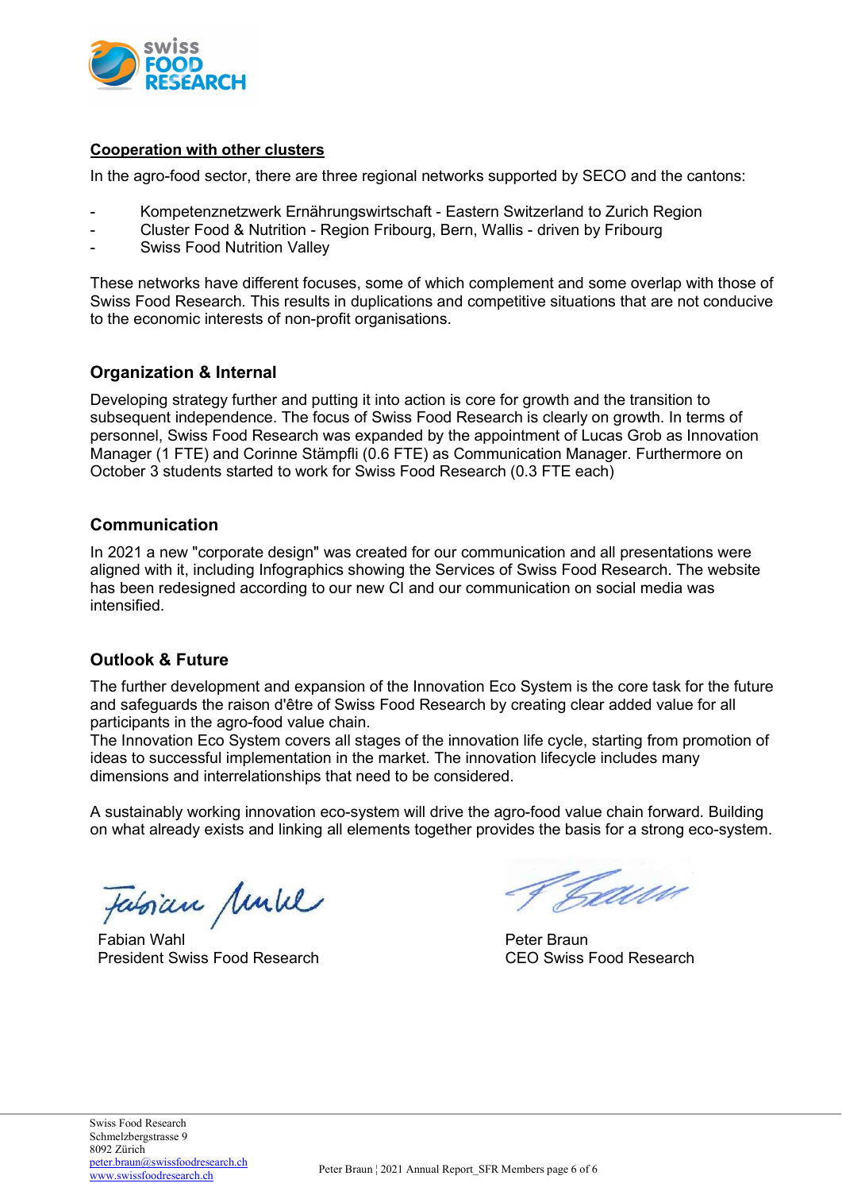**Cooperation with other clusters**

In the agro-food sector, there are three regional networks supported by SECO and the cantons:

- Kompetenznetzwerk Ernährungswirtschaft - Eastern Switzerland to Zurich Region
- Cluster Food & Nutrition - Region Fribourg, Bern, Wallis - driven by Fribourg
- Swiss Food Nutrition Valley

These networks have different focuses, some of which complement and some overlap with those of Swiss Food Research. This results in duplications and competitive situations that are not conducive to the economic interests of non-profit organisations.

## Organization & Internal

Developing strategy further and putting it into action is core for growth and the transition to subsequent independence. The focus of Swiss Food Research is clearly on growth. In terms of personnel, Swiss Food Research was expanded by the appointment of Lucas Grob as Innovation Manager (1 FTE) and Corinne Stämpfli (0.6 FTE) as Communication Manager. Furthermore on October 3 students started to work for Swiss Food Research (0.3 FTE each)

## Communication

In 2021 a new "corporate design" was created for our communication and all presentations were aligned with it, including Infographics showing the Services of Swiss Food Research. The website has been redesigned according to our new CI and our communication on social media was intensified.

## Outlook & Future

The further development and expansion of the Innovation Eco System is the core task for the future and safeguards the raison d'être of Swiss Food Research by creating clear added value for all participants in the agro-food value chain.
The Innovation Eco System covers all stages of the innovation life cycle, starting from promotion of ideas to successful implementation in the market. The innovation lifecycle includes many dimensions and interrelationships that need to be considered.

A sustainably working innovation eco-system will drive the agro-food value chain forward. Building on what already exists and linking all elements together provides the basis for a strong eco-system.

Fabian Wahl
President Swiss Food Research

Peter Braun
CEO Swiss Food Research

Swiss Food Research
Schmelzbergstrasse 9
8092 Zürich
peter.braun@swissfoodresearch.ch
www.swissfoodresearch.ch